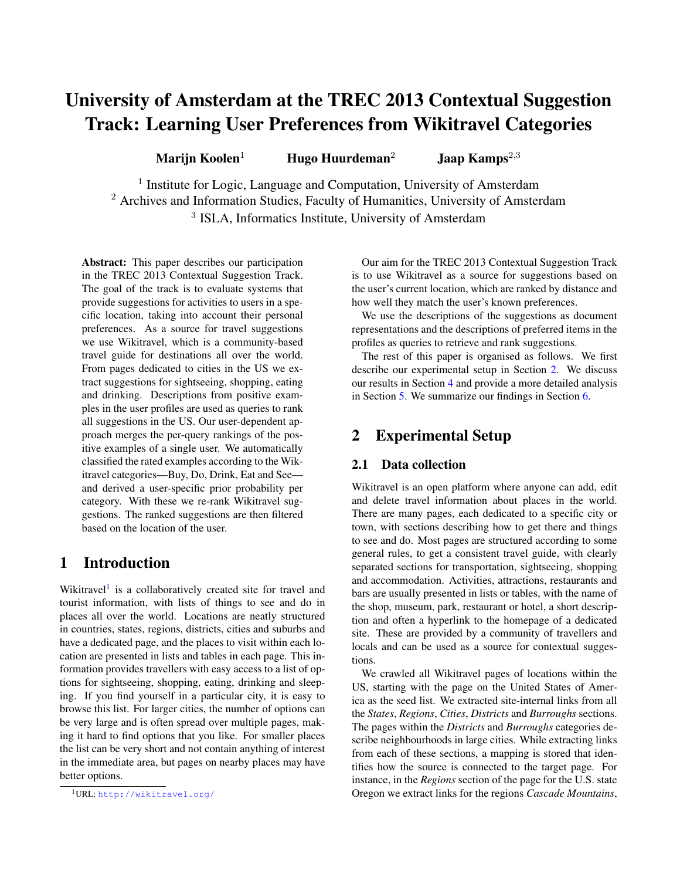# University of Amsterdam at the TREC 2013 Contextual Suggestion Track: Learning User Preferences from Wikitravel Categories

**Marijn Koolen**[1] **Hugo Huurdeman**[2] **Jaap Kamps**[2,3]

[1] Institute for Logic, Language and Computation, University of Amsterdam
[2] Archives and Information Studies, Faculty of Humanities, University of Amsterdam
[3] ISLA, Informatics Institute, University of Amsterdam

**Abstract:** This paper describes our participation in the TREC 2013 Contextual Suggestion Track. The goal of the track is to evaluate systems that provide suggestions for activities to users in a specific location, taking into account their personal preferences. As a source for travel suggestions we use Wikitravel, which is a community-based travel guide for destinations all over the world. From pages dedicated to cities in the US we extract suggestions for sightseeing, shopping, eating and drinking. Descriptions from positive examples in the user profiles are used as queries to rank all suggestions in the US. Our user-dependent approach merges the per-query rankings of the positive examples of a single user. We automatically classified the rated examples according to the Wikitravel categories—Buy, Do, Drink, Eat and See—and derived a user-specific prior probability per category. With these we re-rank Wikitravel suggestions. The ranked suggestions are then filtered based on the location of the user.

## 1 Introduction

Wikitravel[1] is a collaboratively created site for travel and tourist information, with lists of things to see and do in places all over the world. Locations are neatly structured in countries, states, regions, districts, cities and suburbs and have a dedicated page, and the places to visit within each location are presented in lists and tables in each page. This information provides travellers with easy access to a list of options for sightseeing, shopping, eating, drinking and sleeping. If you find yourself in a particular city, it is easy to browse this list. For larger cities, the number of options can be very large and is often spread over multiple pages, making it hard to find options that you like. For smaller places the list can be very short and not contain anything of interest in the immediate area, but pages on nearby places may have better options.

Our aim for the TREC 2013 Contextual Suggestion Track is to use Wikitravel as a source for suggestions based on the user's current location, which are ranked by distance and how well they match the user's known preferences.

We use the descriptions of the suggestions as document representations and the descriptions of preferred items in the profiles as queries to retrieve and rank suggestions.

The rest of this paper is organised as follows. We first describe our experimental setup in Section 2. We discuss our results in Section 4 and provide a more detailed analysis in Section 5. We summarize our findings in Section 6.

## 2 Experimental Setup

### 2.1 Data collection

Wikitravel is an open platform where anyone can add, edit and delete travel information about places in the world. There are many pages, each dedicated to a specific city or town, with sections describing how to get there and things to see and do. Most pages are structured according to some general rules, to get a consistent travel guide, with clearly separated sections for transportation, sightseeing, shopping and accommodation. Activities, attractions, restaurants and bars are usually presented in lists or tables, with the name of the shop, museum, park, restaurant or hotel, a short description and often a hyperlink to the homepage of a dedicated site. These are provided by a community of travellers and locals and can be used as a source for contextual suggestions.

We crawled all Wikitravel pages of locations within the US, starting with the page on the United States of America as the seed list. We extracted site-internal links from all the *States*, *Regions*, *Cities*, *Districts* and *Burroughs* sections. The pages within the *Districts* and *Burroughs* categories describe neighbourhoods in large cities. While extracting links from each of these sections, a mapping is stored that identifies how the source is connected to the target page. For instance, in the *Regions* section of the page for the U.S. state Oregon we extract links for the regions *Cascade Mountains*,

[1] URL: http://wikitravel.org/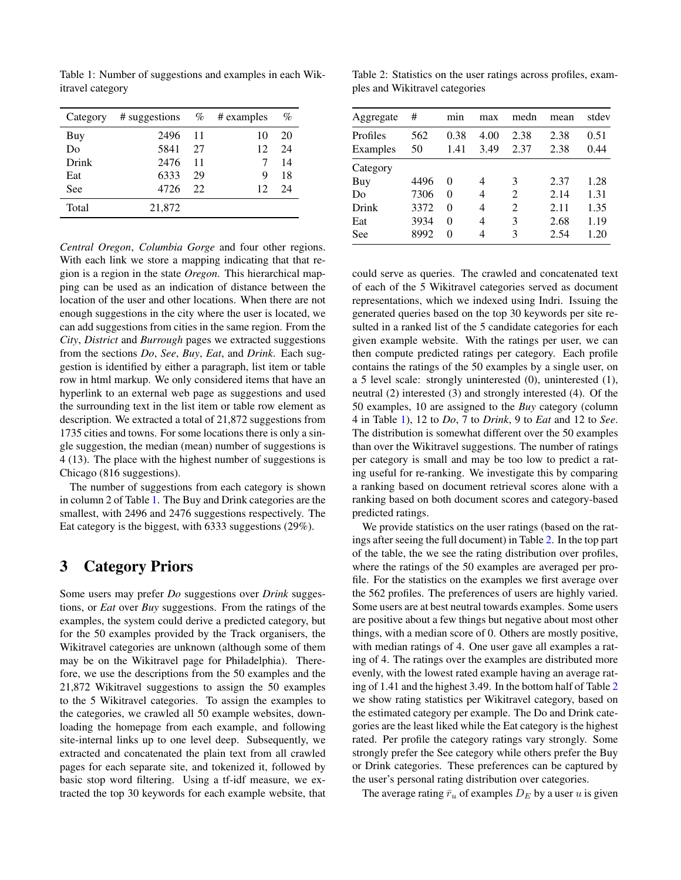Table 1: Number of suggestions and examples in each Wikitravel category

| Category | # suggestions | % | # examples | % |
|---|---|---|---|---|
| Buy | 2496 | 11 | 10 | 20 |
| Do | 5841 | 27 | 12 | 24 |
| Drink | 2476 | 11 | 7 | 14 |
| Eat | 6333 | 29 | 9 | 18 |
| See | 4726 | 22 | 12 | 24 |
| Total | 21,872 | | | |

*Central Oregon*, *Columbia Gorge* and four other regions. With each link we store a mapping indicating that that region is a region in the state *Oregon*. This hierarchical mapping can be used as an indication of distance between the location of the user and other locations. When there are not enough suggestions in the city where the user is located, we can add suggestions from cities in the same region. From the *City*, *District* and *Burrough* pages we extracted suggestions from the sections *Do*, *See*, *Buy*, *Eat*, and *Drink*. Each suggestion is identified by either a paragraph, list item or table row in html markup. We only considered items that have an hyperlink to an external web page as suggestions and used the surrounding text in the list item or table row element as description. We extracted a total of 21,872 suggestions from 1735 cities and towns. For some locations there is only a single suggestion, the median (mean) number of suggestions is 4 (13). The place with the highest number of suggestions is Chicago (816 suggestions).

The number of suggestions from each category is shown in column 2 of Table 1. The Buy and Drink categories are the smallest, with 2496 and 2476 suggestions respectively. The Eat category is the biggest, with 6333 suggestions (29%).

## 3 Category Priors

Some users may prefer *Do* suggestions over *Drink* suggestions, or *Eat* over *Buy* suggestions. From the ratings of the examples, the system could derive a predicted category, but for the 50 examples provided by the Track organisers, the Wikitravel categories are unknown (although some of them may be on the Wikitravel page for Philadelphia). Therefore, we use the descriptions from the 50 examples and the 21,872 Wikitravel suggestions to assign the 50 examples to the 5 Wikitravel categories. To assign the examples to the categories, we crawled all 50 example websites, downloading the homepage from each example, and following site-internal links up to one level deep. Subsequently, we extracted and concatenated the plain text from all crawled pages for each separate site, and tokenized it, followed by basic stop word filtering. Using a tf-idf measure, we extracted the top 30 keywords for each example website, that could serve as queries. The crawled and concatenated text of each of the 5 Wikitravel categories served as document representations, which we indexed using Indri. Issuing the generated queries based on the top 30 keywords per site resulted in a ranked list of the 5 candidate categories for each given example website. With the ratings per user, we can then compute predicted ratings per category. Each profile contains the ratings of the 50 examples by a single user, on a 5 level scale: strongly uninterested (0), uninterested (1), neutral (2) interested (3) and strongly interested (4). Of the 50 examples, 10 are assigned to the *Buy* category (column 4 in Table 1), 12 to *Do*, 7 to *Drink*, 9 to *Eat* and 12 to *See*. The distribution is somewhat different over the 50 examples than over the Wikitravel suggestions. The number of ratings per category is small and may be too low to predict a rating useful for re-ranking. We investigate this by comparing a ranking based on document retrieval scores alone with a ranking based on both document scores and category-based predicted ratings.

Table 2: Statistics on the user ratings across profiles, examples and Wikitravel categories

| Aggregate | # | min | max | medn | mean | stdev |
|---|---|---|---|---|---|---|
| Profiles | 562 | 0.38 | 4.00 | 2.38 | 2.38 | 0.51 |
| Examples | 50 | 1.41 | 3.49 | 2.37 | 2.38 | 0.44 |
| Category | | | | | | |
| Buy | 4496 | 0 | 4 | 3 | 2.37 | 1.28 |
| Do | 7306 | 0 | 4 | 2 | 2.14 | 1.31 |
| Drink | 3372 | 0 | 4 | 2 | 2.11 | 1.35 |
| Eat | 3934 | 0 | 4 | 3 | 2.68 | 1.19 |
| See | 8992 | 0 | 4 | 3 | 2.54 | 1.20 |

We provide statistics on the user ratings (based on the ratings after seeing the full document) in Table 2. In the top part of the table, the we see the rating distribution over profiles, where the ratings of the 50 examples are averaged per profile. For the statistics on the examples we first average over the 562 profiles. The preferences of users are highly varied. Some users are at best neutral towards examples. Some users are positive about a few things but negative about most other things, with a median score of 0. Others are mostly positive, with median ratings of 4. One user gave all examples a rating of 4. The ratings over the examples are distributed more evenly, with the lowest rated example having an average rating of 1.41 and the highest 3.49. In the bottom half of Table 2 we show rating statistics per Wikitravel category, based on the estimated category per example. The Do and Drink categories are the least liked while the Eat category is the highest rated. Per profile the category ratings vary strongly. Some strongly prefer the See category while others prefer the Buy or Drink categories. These preferences can be captured by the user's personal rating distribution over categories.

The average rating $\bar{r}_u$ of examples $D_E$ by a user $u$ is given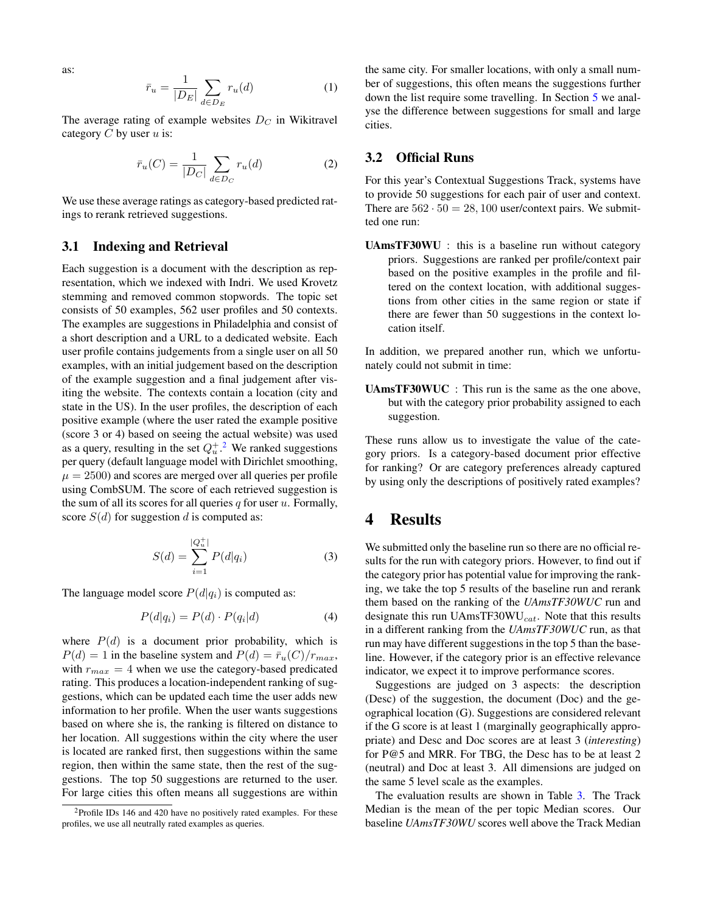as:

$$\bar{r}_u = \frac{1}{|D_E|} \sum_{d \in D_E} r_u(d) \quad (1)$$

The average rating of example websites $D_C$ in Wikitravel category $C$ by user $u$ is:

$$\bar{r}_u(C) = \frac{1}{|D_C|} \sum_{d \in D_C} r_u(d) \quad (2)$$

We use these average ratings as category-based predicted ratings to rerank retrieved suggestions.

### 3.1 Indexing and Retrieval

Each suggestion is a document with the description as representation, which we indexed with Indri. We used Krovetz stemming and removed common stopwords. The topic set consists of 50 examples, 562 user profiles and 50 contexts. The examples are suggestions in Philadelphia and consist of a short description and a URL to a dedicated website. Each user profile contains judgements from a single user on all 50 examples, with an initial judgement based on the description of the example suggestion and a final judgement after visiting the website. The contexts contain a location (city and state in the US). In the user profiles, the description of each positive example (where the user rated the example positive (score 3 or 4) based on seeing the actual website) was used as a query, resulting in the set $Q_u^+$.[2] We ranked suggestions per query (default language model with Dirichlet smoothing, $\mu = 2500$) and scores are merged over all queries per profile using CombSUM. The score of each retrieved suggestion is the sum of all its scores for all queries $q$ for user $u$. Formally, score $S(d)$ for suggestion $d$ is computed as:

$$S(d) = \sum_{i=1}^{|Q_u^+|} P(d|q_i) \quad (3)$$

The language model score $P(d|q_i)$ is computed as:

$$P(d|q_i) = P(d) \cdot P(q_i|d) \quad (4)$$

where $P(d)$ is a document prior probability, which is $P(d) = 1$ in the baseline system and $P(d) = \bar{r}_u(C)/r_{max}$, with $r_{max} = 4$ when we use the category-based predicated rating. This produces a location-independent ranking of suggestions, which can be updated each time the user adds new information to her profile. When the user wants suggestions based on where she is, the ranking is filtered on distance to her location. All suggestions within the city where the user is located are ranked first, then suggestions within the same region, then within the same state, then the rest of the suggestions. The top 50 suggestions are returned to the user. For large cities this often means all suggestions are within the same city. For smaller locations, with only a small number of suggestions, this often means the suggestions further down the list require some travelling. In Section 5 we analyse the difference between suggestions for small and large cities.

[2] Profile IDs 146 and 420 have no positively rated examples. For these profiles, we use all neutrally rated examples as queries.

### 3.2 Official Runs

For this year's Contextual Suggestions Track, systems have to provide 50 suggestions for each pair of user and context. There are $562 \cdot 50 = 28,100$ user/context pairs. We submitted one run:

**UAmsTF30WU** : this is a baseline run without category priors. Suggestions are ranked per profile/context pair based on the positive examples in the profile and filtered on the context location, with additional suggestions from other cities in the same region or state if there are fewer than 50 suggestions in the context location itself.

In addition, we prepared another run, which we unfortunately could not submit in time:

**UAmsTF30WUC** : This run is the same as the one above, but with the category prior probability assigned to each suggestion.

These runs allow us to investigate the value of the category priors. Is a category-based document prior effective for ranking? Or are category preferences already captured by using only the descriptions of positively rated examples?

## 4 Results

We submitted only the baseline run so there are no official results for the run with category priors. However, to find out if the category prior has potential value for improving the ranking, we take the top 5 results of the baseline run and rerank them based on the ranking of the *UAmsTF30WUC* run and designate this run UAmsTF30WU$_{cat}$. Note that this results in a different ranking from the *UAmsTF30WUC* run, as that run may have different suggestions in the top 5 than the baseline. However, if the category prior is an effective relevance indicator, we expect it to improve performance scores.

Suggestions are judged on 3 aspects: the description (Desc) of the suggestion, the document (Doc) and the geographical location (G). Suggestions are considered relevant if the G score is at least 1 (marginally geographically appropriate) and Desc and Doc scores are at least 3 (*interesting*) for P@5 and MRR. For TBG, the Desc has to be at least 2 (neutral) and Doc at least 3. All dimensions are judged on the same 5 level scale as the examples.

The evaluation results are shown in Table 3. The Track Median is the mean of the per topic Median scores. Our baseline *UAmsTF30WU* scores well above the Track Median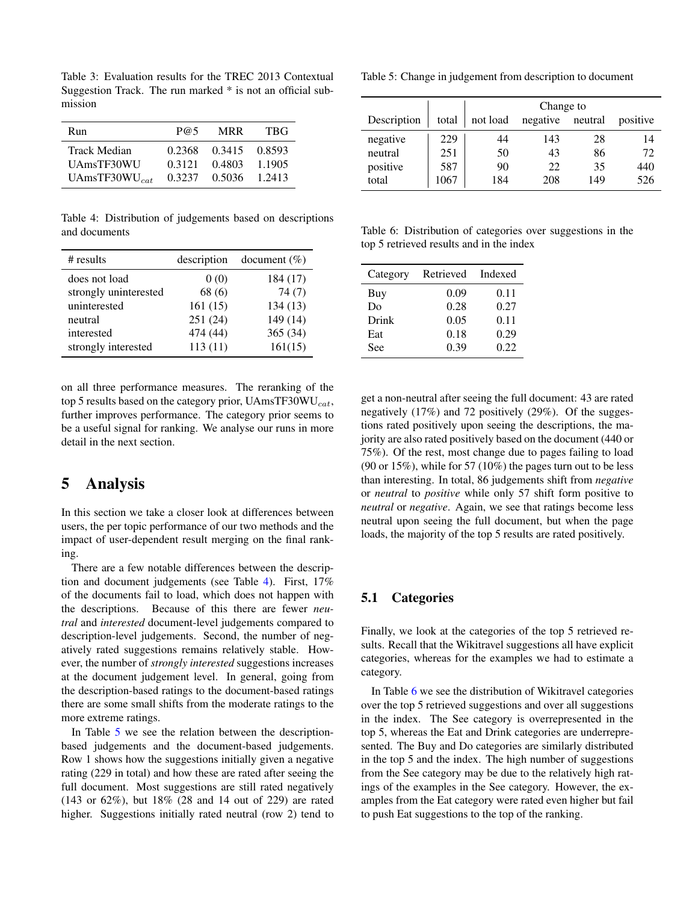Table 3: Evaluation results for the TREC 2013 Contextual Suggestion Track. The run marked * is not an official submission

| Run | P@5 | MRR | TBG |
|---|---|---|---|
| Track Median | 0.2368 | 0.3415 | 0.8593 |
| UAmsTF30WU | 0.3121 | 0.4803 | 1.1905 |
| UAmsTF30WU$_{cat}$ | 0.3237 | 0.5036 | 1.2413 |

Table 4: Distribution of judgements based on descriptions and documents

| # results | description | document (%) |
|---|---|---|
| does not load | 0 (0) | 184 (17) |
| strongly uninterested | 68 (6) | 74 (7) |
| uninterested | 161 (15) | 134 (13) |
| neutral | 251 (24) | 149 (14) |
| interested | 474 (44) | 365 (34) |
| strongly interested | 113 (11) | 161(15) |

on all three performance measures. The reranking of the top 5 results based on the category prior, UAmsTF30WU$_{cat}$, further improves performance. The category prior seems to be a useful signal for ranking. We analyse our runs in more detail in the next section.

## 5 Analysis

In this section we take a closer look at differences between users, the per topic performance of our two methods and the impact of user-dependent result merging on the final ranking.

There are a few notable differences between the description and document judgements (see Table 4). First, 17% of the documents fail to load, which does not happen with the descriptions. Because of this there are fewer *neutral* and *interested* document-level judgements compared to description-level judgements. Second, the number of negatively rated suggestions remains relatively stable. However, the number of *strongly interested* suggestions increases at the document judgement level. In general, going from the description-based ratings to the document-based ratings there are some small shifts from the moderate ratings to the more extreme ratings.

In Table 5 we see the relation between the description-based judgements and the document-based judgements. Row 1 shows how the suggestions initially given a negative rating (229 in total) and how these are rated after seeing the full document. Most suggestions are still rated negatively (143 or 62%), but 18% (28 and 14 out of 229) are rated higher. Suggestions initially rated neutral (row 2) tend to get a non-neutral after seeing the full document: 43 are rated negatively (17%) and 72 positively (29%). Of the suggestions rated positively upon seeing the descriptions, the majority are also rated positively based on the document (440 or 75%). Of the rest, most change due to pages failing to load (90 or 15%), while for 57 (10%) the pages turn out to be less than interesting. In total, 86 judgements shift from *negative* or *neutral* to *positive* while only 57 shift form positive to *neutral* or *negative*. Again, we see that ratings become less neutral upon seeing the full document, but when the page loads, the majority of the top 5 results are rated positively.

Table 5: Change in judgement from description to document

| | | Change to | | | |
|---|---|---|---|---|---|
| Description | total | not load | negative | neutral | positive |
| negative | 229 | 44 | 143 | 28 | 14 |
| neutral | 251 | 50 | 43 | 86 | 72 |
| positive | 587 | 90 | 22 | 35 | 440 |
| total | 1067 | 184 | 208 | 149 | 526 |

Table 6: Distribution of categories over suggestions in the top 5 retrieved results and in the index

| Category | Retrieved | Indexed |
|---|---|---|
| Buy | 0.09 | 0.11 |
| Do | 0.28 | 0.27 |
| Drink | 0.05 | 0.11 |
| Eat | 0.18 | 0.29 |
| See | 0.39 | 0.22 |

### 5.1 Categories

Finally, we look at the categories of the top 5 retrieved results. Recall that the Wikitravel suggestions all have explicit categories, whereas for the examples we had to estimate a category.

In Table 6 we see the distribution of Wikitravel categories over the top 5 retrieved suggestions and over all suggestions in the index. The See category is overrepresented in the top 5, whereas the Eat and Drink categories are underrepresented. The Buy and Do categories are similarly distributed in the top 5 and the index. The high number of suggestions from the See category may be due to the relatively high ratings of the examples in the See category. However, the examples from the Eat category were rated even higher but fail to push Eat suggestions to the top of the ranking.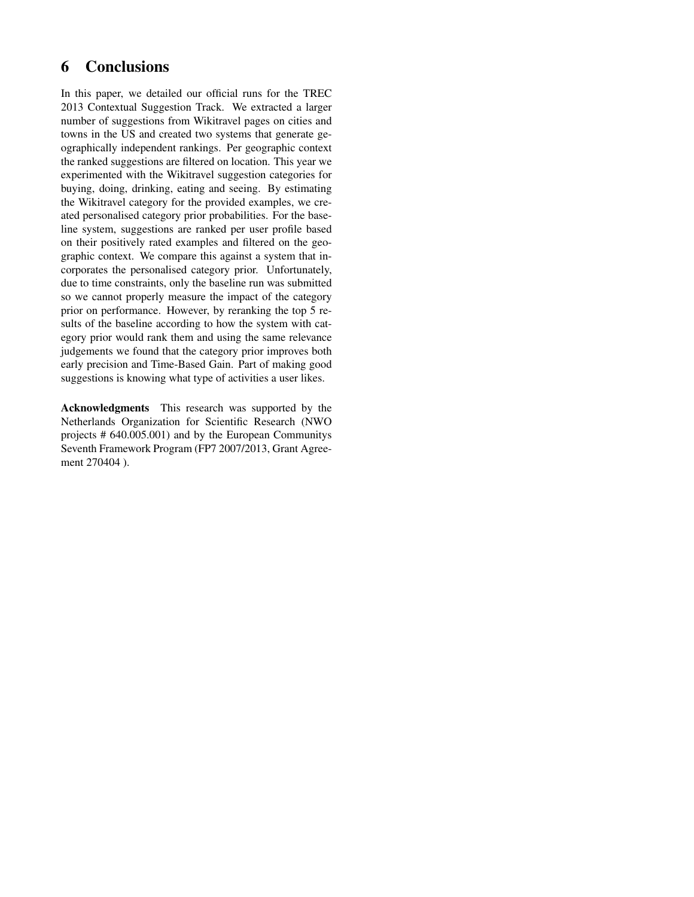## 6 Conclusions

In this paper, we detailed our official runs for the TREC 2013 Contextual Suggestion Track. We extracted a larger number of suggestions from Wikitravel pages on cities and towns in the US and created two systems that generate geographically independent rankings. Per geographic context the ranked suggestions are filtered on location. This year we experimented with the Wikitravel suggestion categories for buying, doing, drinking, eating and seeing. By estimating the Wikitravel category for the provided examples, we created personalised category prior probabilities. For the baseline system, suggestions are ranked per user profile based on their positively rated examples and filtered on the geographic context. We compare this against a system that incorporates the personalised category prior. Unfortunately, due to time constraints, only the baseline run was submitted so we cannot properly measure the impact of the category prior on performance. However, by reranking the top 5 results of the baseline according to how the system with category prior would rank them and using the same relevance judgements we found that the category prior improves both early precision and Time-Based Gain. Part of making good suggestions is knowing what type of activities a user likes.

**Acknowledgments** This research was supported by the Netherlands Organization for Scientific Research (NWO projects # 640.005.001) and by the European Communitys Seventh Framework Program (FP7 2007/2013, Grant Agreement 270404 ).